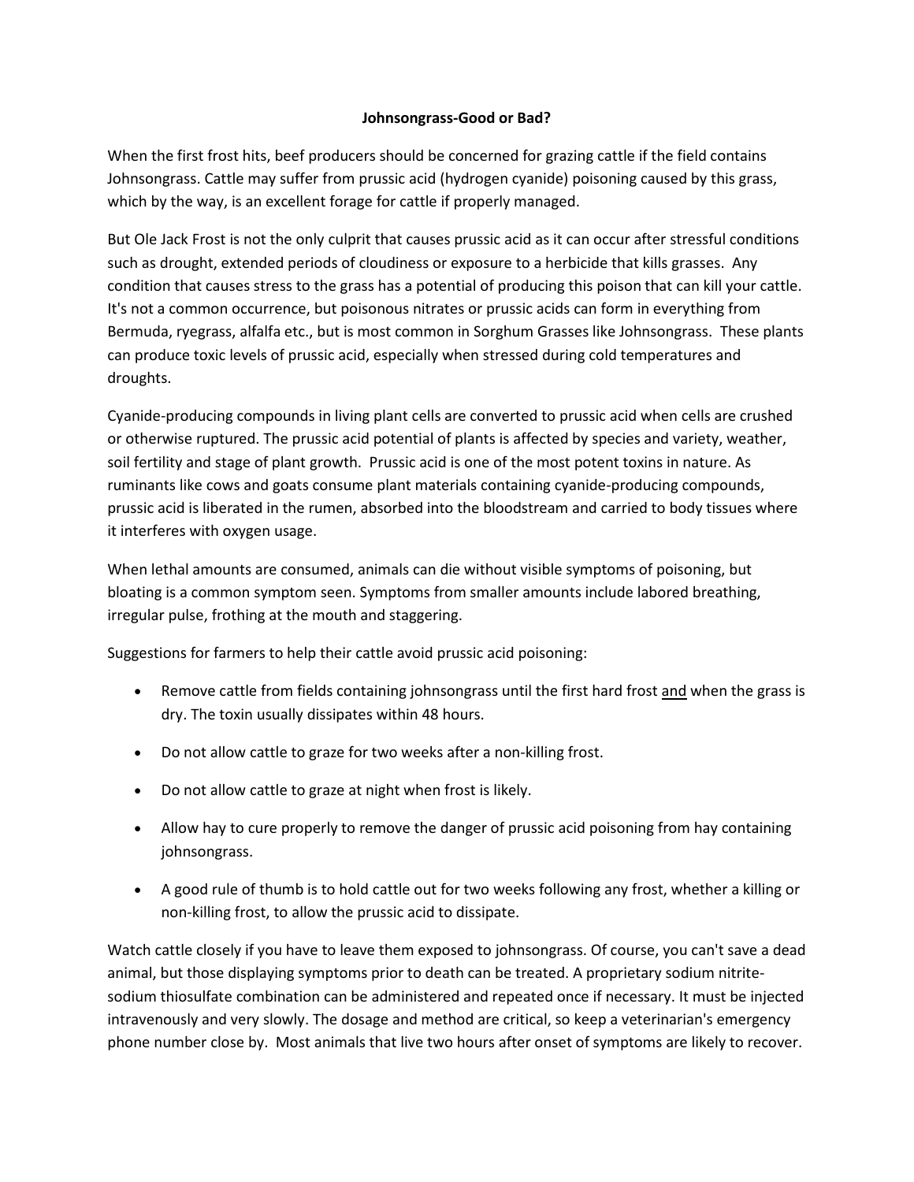# Johnsongrass-Good or Bad?

When the first frost hits, beef producers should be concerned for grazing cattle if the field contains Johnsongrass. Cattle may suffer from prussic acid (hydrogen cyanide) poisoning caused by this grass, which by the way, is an excellent forage for cattle if properly managed.

But Ole Jack Frost is not the only culprit that causes prussic acid as it can occur after stressful conditions such as drought, extended periods of cloudiness or exposure to a herbicide that kills grasses. Any condition that causes stress to the grass has a potential of producing this poison that can kill your cattle. It's not a common occurrence, but poisonous nitrates or prussic acids can form in everything from Bermuda, ryegrass, alfalfa etc., but is most common in Sorghum Grasses like Johnsongrass. These plants can produce toxic levels of prussic acid, especially when stressed during cold temperatures and droughts.

Cyanide-producing compounds in living plant cells are converted to prussic acid when cells are crushed or otherwise ruptured. The prussic acid potential of plants is affected by species and variety, weather, soil fertility and stage of plant growth. Prussic acid is one of the most potent toxins in nature. As ruminants like cows and goats consume plant materials containing cyanide-producing compounds, prussic acid is liberated in the rumen, absorbed into the bloodstream and carried to body tissues where it interferes with oxygen usage.

When lethal amounts are consumed, animals can die without visible symptoms of poisoning, but bloating is a common symptom seen. Symptoms from smaller amounts include labored breathing, irregular pulse, frothing at the mouth and staggering.

Suggestions for farmers to help their cattle avoid prussic acid poisoning:

- Remove cattle from fields containing johnsongrass until the first hard frost <u>and</u> when the grass is dry. The toxin usually dissipates within 48 hours.
- Do not allow cattle to graze for two weeks after a non-killing frost.
- Do not allow cattle to graze at night when frost is likely.
- Allow hay to cure properly to remove the danger of prussic acid poisoning from hay containing johnsongrass.
- A good rule of thumb is to hold cattle out for two weeks following any frost, whether a killing or non-killing frost, to allow the prussic acid to dissipate.

Watch cattle closely if you have to leave them exposed to johnsongrass. Of course, you can't save a dead animal, but those displaying symptoms prior to death can be treated. A proprietary sodium nitrite-sodium thiosulfate combination can be administered and repeated once if necessary. It must be injected intravenously and very slowly. The dosage and method are critical, so keep a veterinarian's emergency phone number close by. Most animals that live two hours after onset of symptoms are likely to recover.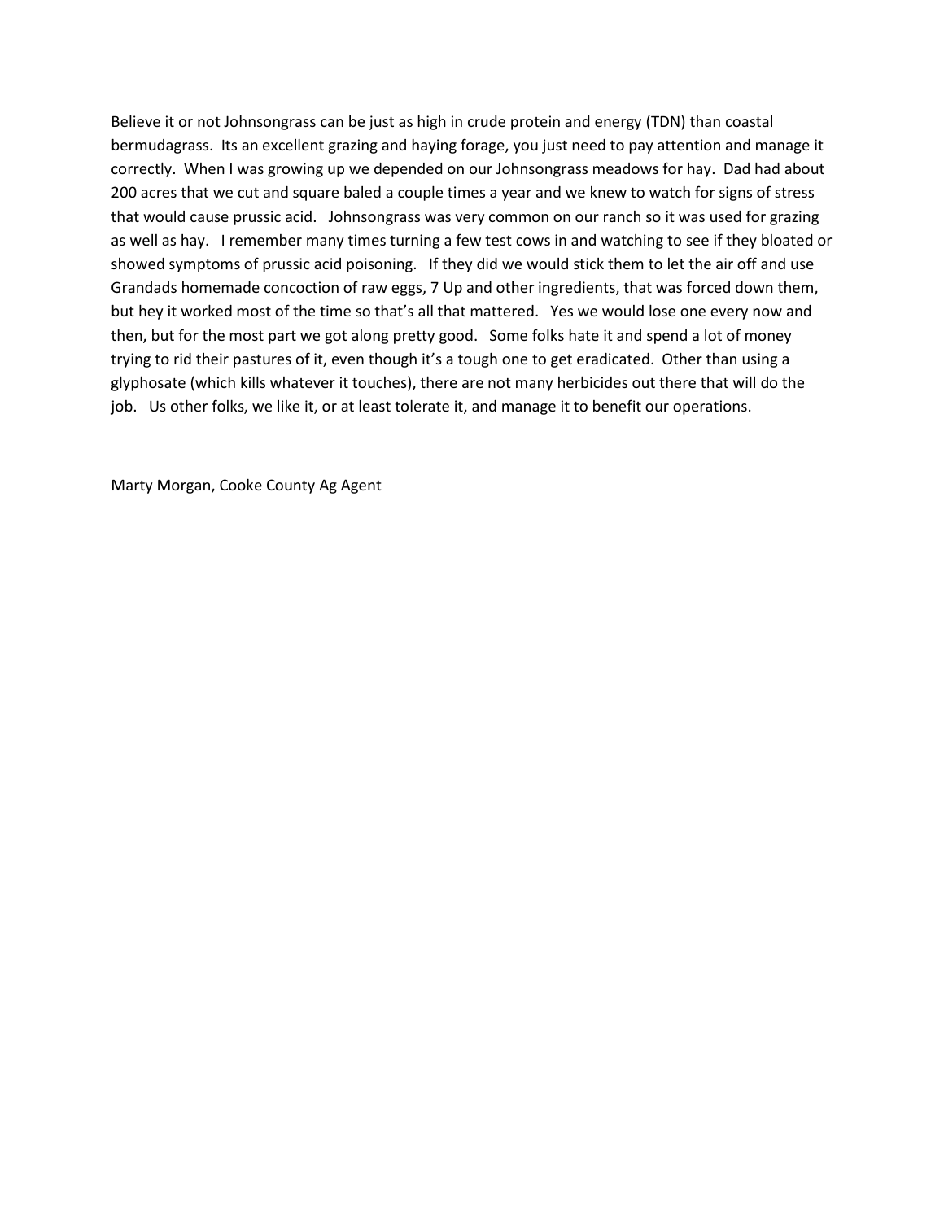Believe it or not Johnsongrass can be just as high in crude protein and energy (TDN) than coastal bermudagrass. Its an excellent grazing and haying forage, you just need to pay attention and manage it correctly. When I was growing up we depended on our Johnsongrass meadows for hay. Dad had about 200 acres that we cut and square baled a couple times a year and we knew to watch for signs of stress that would cause prussic acid. Johnsongrass was very common on our ranch so it was used for grazing as well as hay. I remember many times turning a few test cows in and watching to see if they bloated or showed symptoms of prussic acid poisoning. If they did we would stick them to let the air off and use Grandads homemade concoction of raw eggs, 7 Up and other ingredients, that was forced down them, but hey it worked most of the time so that's all that mattered. Yes we would lose one every now and then, but for the most part we got along pretty good. Some folks hate it and spend a lot of money trying to rid their pastures of it, even though it's a tough one to get eradicated. Other than using a glyphosate (which kills whatever it touches), there are not many herbicides out there that will do the job. Us other folks, we like it, or at least tolerate it, and manage it to benefit our operations.

Marty Morgan, Cooke County Ag Agent